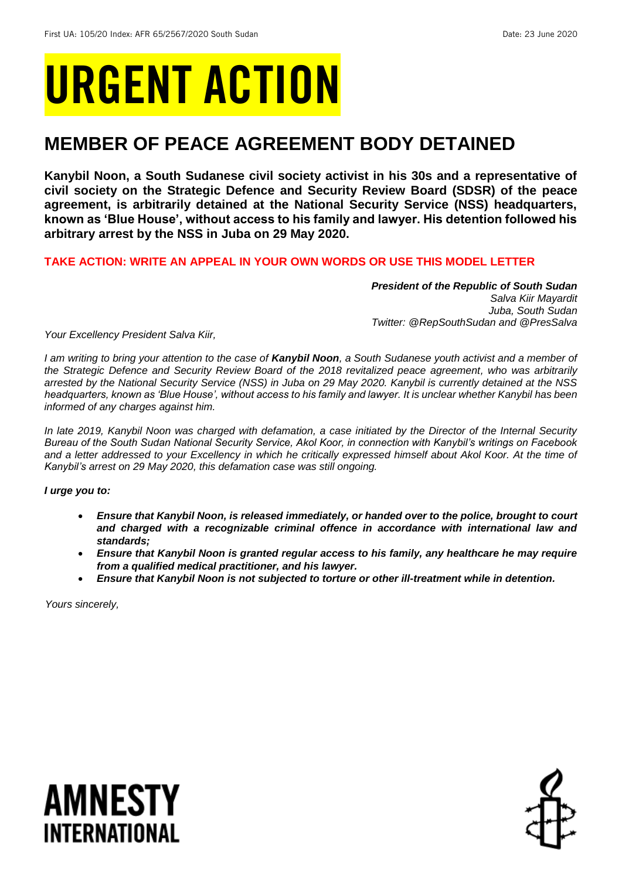First UA: 105/20 Index: AFR 65/2567/2020 South Sudan Date: 23 June 2020

# URGENT ACTION

## MEMBER OF PEACE AGREEMENT BODY DETAINED

**Kanybil Noon, a South Sudanese civil society activist in his 30s and a representative of civil society on the Strategic Defence and Security Review Board (SDSR) of the peace agreement, is arbitrarily detained at the National Security Service (NSS) headquarters, known as 'Blue House', without access to his family and lawyer. His detention followed his arbitrary arrest by the NSS in Juba on 29 May 2020.**

**TAKE ACTION: WRITE AN APPEAL IN YOUR OWN WORDS OR USE THIS MODEL LETTER**

***President of the Republic of South Sudan***
*Salva Kiir Mayardit*
*Juba, South Sudan*
*Twitter: @RepSouthSudan and @PresSalva*

*Your Excellency President Salva Kiir,*

*I am writing to bring your attention to the case of **Kanybil Noon**, a South Sudanese youth activist and a member of the Strategic Defence and Security Review Board of the 2018 revitalized peace agreement, who was arbitrarily arrested by the National Security Service (NSS) in Juba on 29 May 2020. Kanybil is currently detained at the NSS headquarters, known as 'Blue House', without access to his family and lawyer. It is unclear whether Kanybil has been informed of any charges against him.*

*In late 2019, Kanybil Noon was charged with defamation, a case initiated by the Director of the Internal Security Bureau of the South Sudan National Security Service, Akol Koor, in connection with Kanybil's writings on Facebook and a letter addressed to your Excellency in which he critically expressed himself about Akol Koor. At the time of Kanybil's arrest on 29 May 2020, this defamation case was still ongoing.*

***I urge you to:***

- ***Ensure that Kanybil Noon, is released immediately, or handed over to the police, brought to court and charged with a recognizable criminal offence in accordance with international law and standards;***
- ***Ensure that Kanybil Noon is granted regular access to his family, any healthcare he may require from a qualified medical practitioner, and his lawyer.***
- ***Ensure that Kanybil Noon is not subjected to torture or other ill-treatment while in detention.***

*Yours sincerely,*

AMNESTY INTERNATIONAL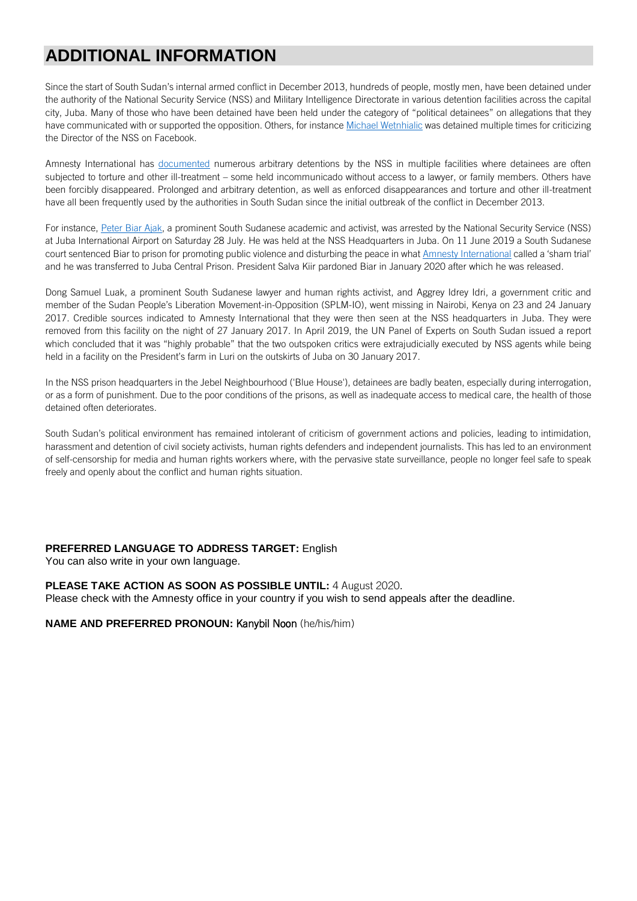# ADDITIONAL INFORMATION

Since the start of South Sudan's internal armed conflict in December 2013, hundreds of people, mostly men, have been detained under the authority of the National Security Service (NSS) and Military Intelligence Directorate in various detention facilities across the capital city, Juba. Many of those who have been detained have been held under the category of "political detainees" on allegations that they have communicated with or supported the opposition. Others, for instance Michael Wetnhialic was detained multiple times for criticizing the Director of the NSS on Facebook.

Amnesty International has documented numerous arbitrary detentions by the NSS in multiple facilities where detainees are often subjected to torture and other ill-treatment – some held incommunicado without access to a lawyer, or family members. Others have been forcibly disappeared. Prolonged and arbitrary detention, as well as enforced disappearances and torture and other ill-treatment have all been frequently used by the authorities in South Sudan since the initial outbreak of the conflict in December 2013.

For instance, Peter Biar Ajak, a prominent South Sudanese academic and activist, was arrested by the National Security Service (NSS) at Juba International Airport on Saturday 28 July. He was held at the NSS Headquarters in Juba. On 11 June 2019 a South Sudanese court sentenced Biar to prison for promoting public violence and disturbing the peace in what Amnesty International called a 'sham trial' and he was transferred to Juba Central Prison. President Salva Kiir pardoned Biar in January 2020 after which he was released.

Dong Samuel Luak, a prominent South Sudanese lawyer and human rights activist, and Aggrey Idrey Idri, a government critic and member of the Sudan People's Liberation Movement-in-Opposition (SPLM-IO), went missing in Nairobi, Kenya on 23 and 24 January 2017. Credible sources indicated to Amnesty International that they were then seen at the NSS headquarters in Juba. They were removed from this facility on the night of 27 January 2017. In April 2019, the UN Panel of Experts on South Sudan issued a report which concluded that it was "highly probable" that the two outspoken critics were extrajudicially executed by NSS agents while being held in a facility on the President's farm in Luri on the outskirts of Juba on 30 January 2017.

In the NSS prison headquarters in the Jebel Neighbourhood ('Blue House'), detainees are badly beaten, especially during interrogation, or as a form of punishment. Due to the poor conditions of the prisons, as well as inadequate access to medical care, the health of those detained often deteriorates.

South Sudan's political environment has remained intolerant of criticism of government actions and policies, leading to intimidation, harassment and detention of civil society activists, human rights defenders and independent journalists. This has led to an environment of self-censorship for media and human rights workers where, with the pervasive state surveillance, people no longer feel safe to speak freely and openly about the conflict and human rights situation.

**PREFERRED LANGUAGE TO ADDRESS TARGET:** English
You can also write in your own language.

**PLEASE TAKE ACTION AS SOON AS POSSIBLE UNTIL:** 4 August 2020.
Please check with the Amnesty office in your country if you wish to send appeals after the deadline.

**NAME AND PREFERRED PRONOUN:** Kanybil Noon (he/his/him)